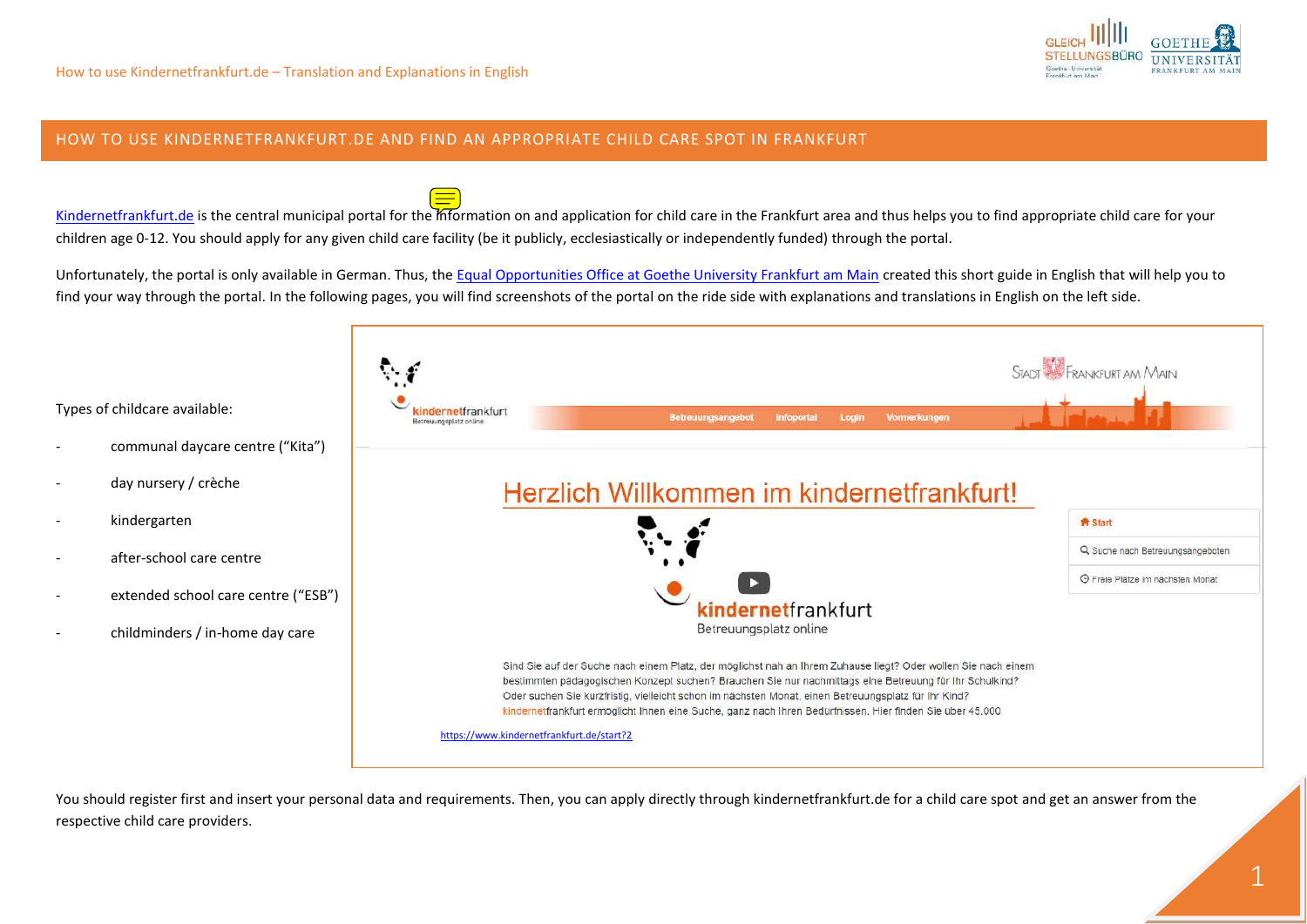# HOW TO USE KINDERNETFRANKFURT.DE AND FIND AN APPROPRIATE CHILD CARE SPOT IN FRANKFURT

Kindernetfrankfurt.de is the central municipal portal for the information on and application for child care in the Frankfurt area and thus helps you to find appropriate child care for your children age 0-12. You should apply for any given child care facility (be it publicly, ecclesiastically or independently funded) through the portal.

Unfortunately, the portal is only available in German. Thus, the Equal Opportunities Office at Goethe University Frankfurt am Main created this short guide in English that will help you to find your way through the portal. In the following pages, you will find screenshots of the portal on the ride side with explanations and translations in English on the left side.

Types of childcare available:

- communal daycare centre ("Kita")
- day nursery / crèche
- kindergarten
- after-school care centre
- extended school care centre ("ESB")
- childminders / in-home day care

kindernetfrankfurt
Betreuungsplatz online

Stadt Frankfurt am Main

Betreuungsangebot | Infoportal | Login | Vormerkungen

## Herzlich Willkommen im kindernetfrankfurt!

- Start
- Suche nach Betreuungsangeboten
- Freie Plätze im nächsten Monat

kindernetfrankfurt
Betreuungsplatz online

Sind Sie auf der Suche nach einem Platz, der möglichst nah an Ihrem Zuhause liegt? Oder wollen Sie nach einem bestimmten pädagogischen Konzept suchen? Brauchen Sie nur nachmittags eine Betreuung für Ihr Schulkind? Oder suchen Sie kurzfristig, vielleicht schon im nächsten Monat, einen Betreuungsplatz für Ihr Kind? kindernetfrankfurt ermöglicht Ihnen eine Suche, ganz nach Ihren Bedürfnissen. Hier finden Sie über 45.000

https://www.kindernetfrankfurt.de/start?2

You should register first and insert your personal data and requirements. Then, you can apply directly through kindernetfrankfurt.de for a child care spot and get an answer from the respective child care providers.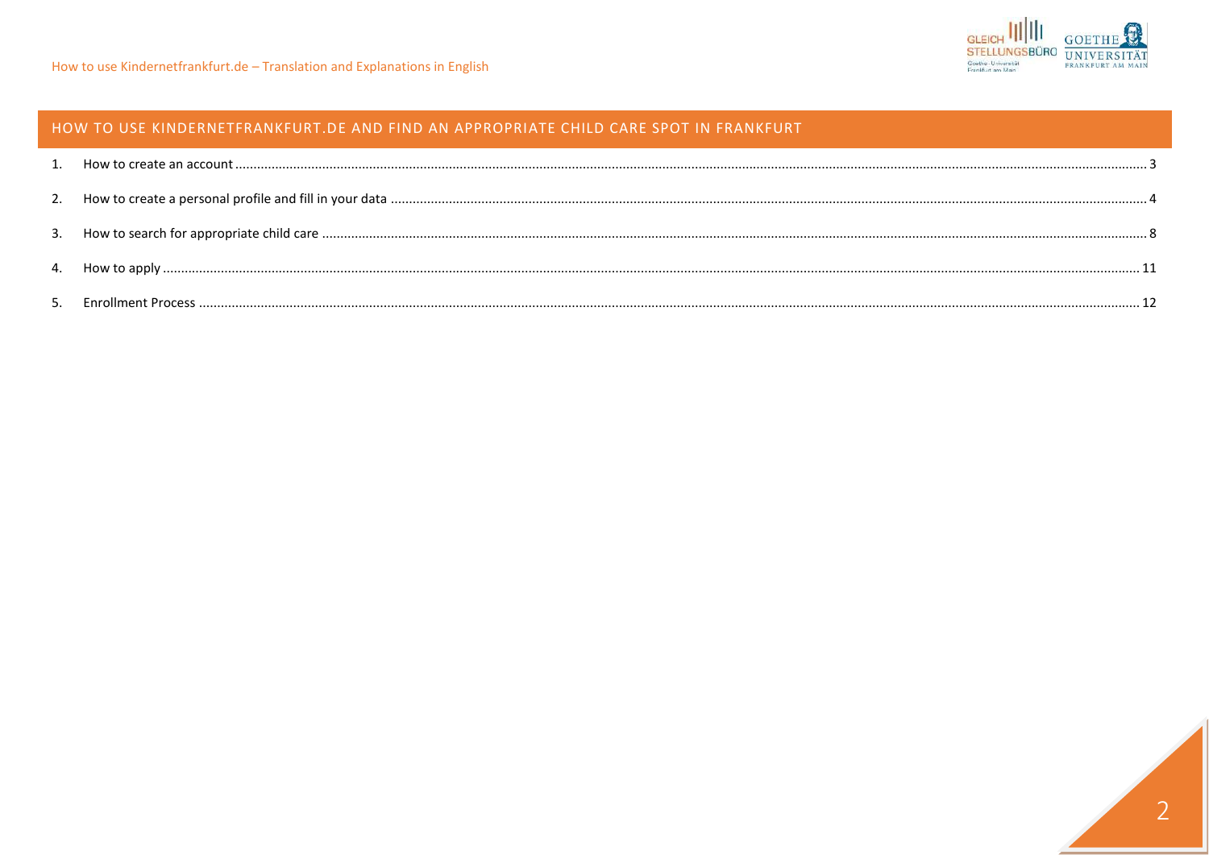## HOW TO USE KINDERNETFRANKFURT.DE AND FIND AN APPROPRIATE CHILD CARE SPOT IN FRANKFURT

1. How to create an account ........ 3
2. How to create a personal profile and fill in your data ........ 4
3. How to search for appropriate child care ........ 8
4. How to apply ........ 11
5. Enrollment Process ........ 12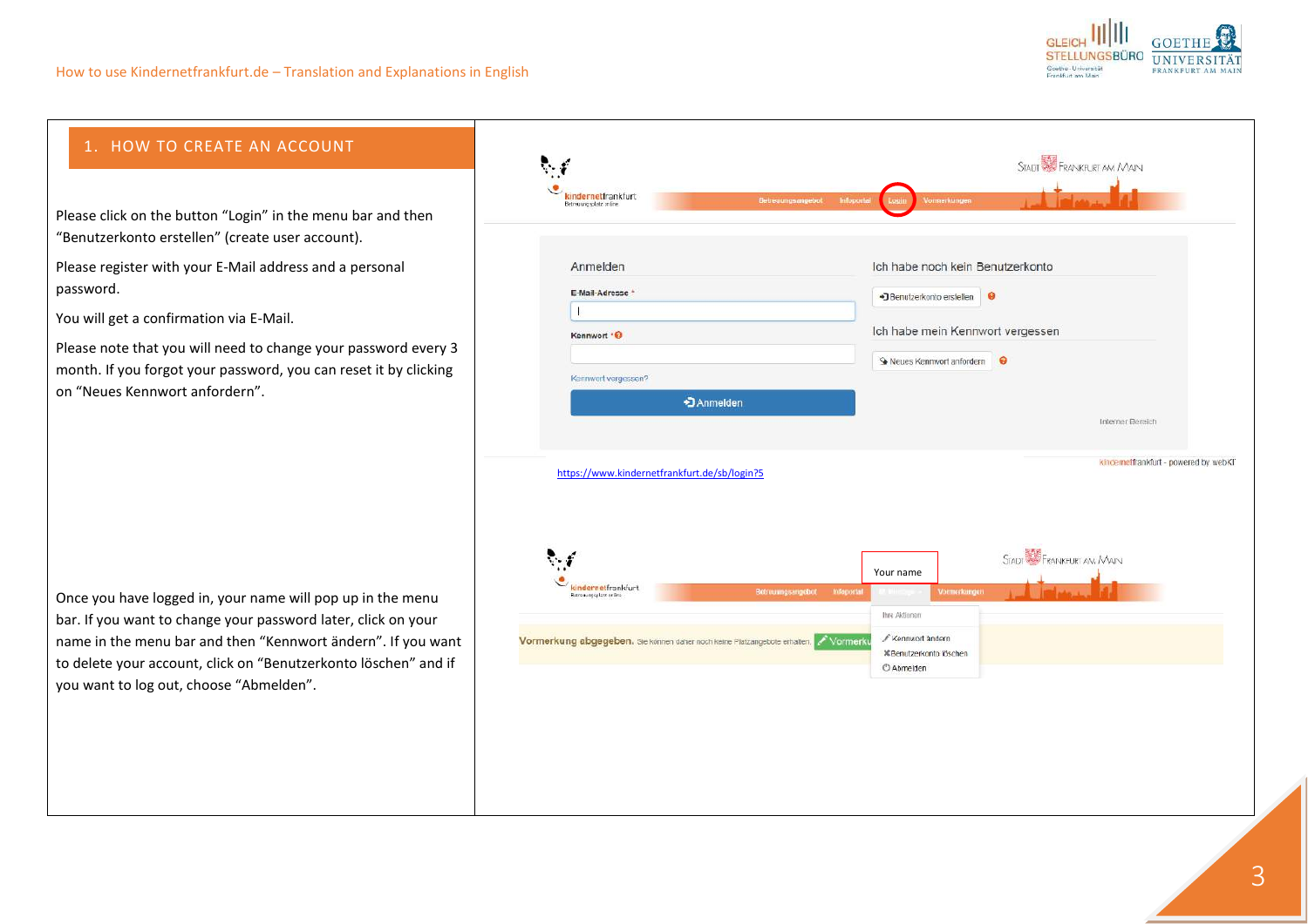## 1. HOW TO CREATE AN ACCOUNT

Please click on the button “Login” in the menu bar and then “Benutzerkonto erstellen” (create user account).

Please register with your E-Mail address and a personal password.

You will get a confirmation via E-Mail.

Please note that you will need to change your password every 3 month. If you forgot your password, you can reset it by clicking on “Neues Kennwort anfordern”.

https://www.kindernetfrankfurt.de/sb/login?5

Once you have logged in, your name will pop up in the menu bar. If you want to change your password later, click on your name in the menu bar and then “Kennwort ändern”. If you want to delete your account, click on “Benutzerkonto löschen” and if you want to log out, choose “Abmelden”.

Your name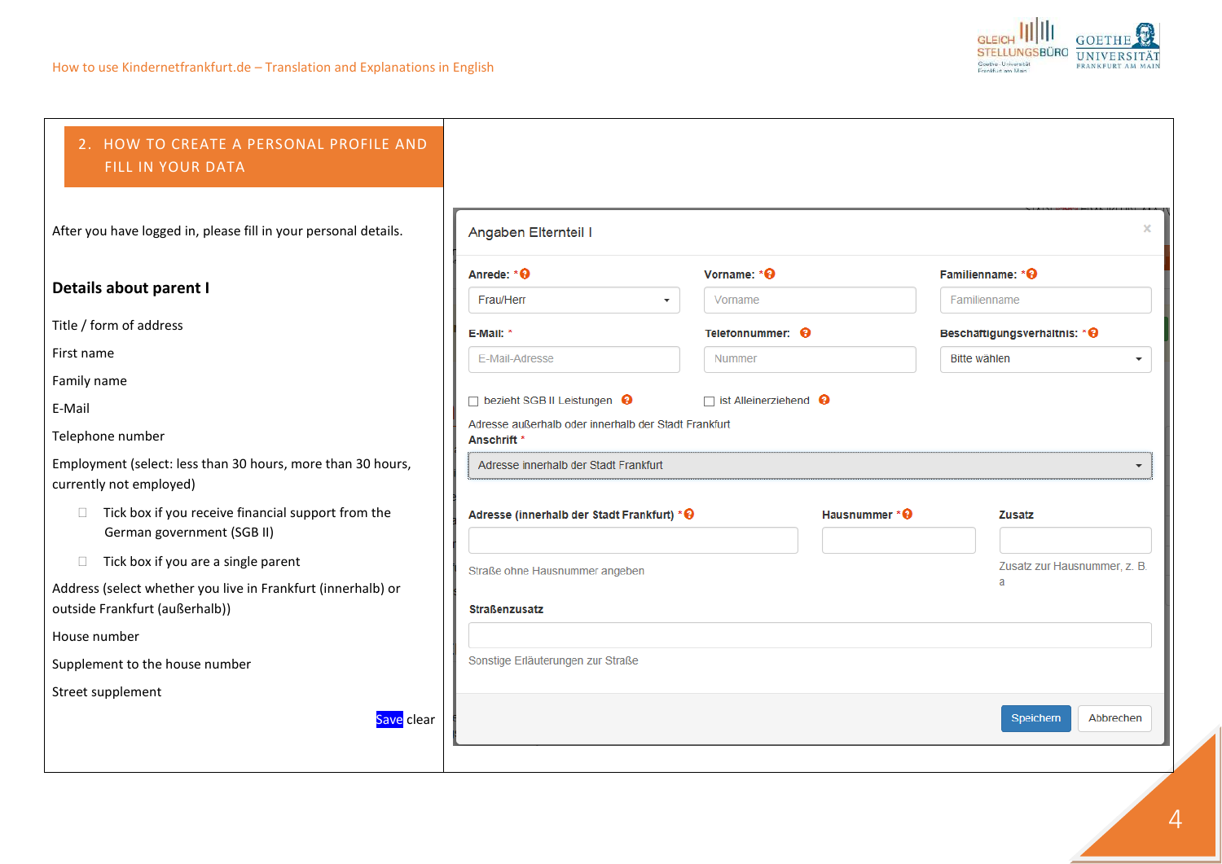## 2. HOW TO CREATE A PERSONAL PROFILE AND FILL IN YOUR DATA

After you have logged in, please fill in your personal details.

### Details about parent I

Title / form of address

First name

Family name

E-Mail

Telephone number

Employment (select: less than 30 hours, more than 30 hours, currently not employed)

- ☐ Tick box if you receive financial support from the German government (SGB II)
- ☐ Tick box if you are a single parent

Address (select whether you live in Frankfurt (innerhalb) or outside Frankfurt (außerhalb))

House number

Supplement to the house number

Street supplement

Save clear

Angaben Elternteil I

Anrede: * Frau/Herr

Vorname: * Vorname

Familienname: * Familienname

E-Mail: * E-Mail-Adresse

Telefonnummer: Nummer

Beschäftigungsverhältnis: * Bitte wählen

☐ bezieht SGB II Leistungen

☐ ist Alleinerziehend

Adresse außerhalb oder innerhalb der Stadt Frankfurt

Anschrift * Adresse innerhalb der Stadt Frankfurt

Adresse (innerhalb der Stadt Frankfurt) *

Straße ohne Hausnummer angeben

Hausnummer *

Zusatz

Zusatz zur Hausnummer, z. B. a

Straßenzusatz

Sonstige Erläuterungen zur Straße

Speichern Abbrechen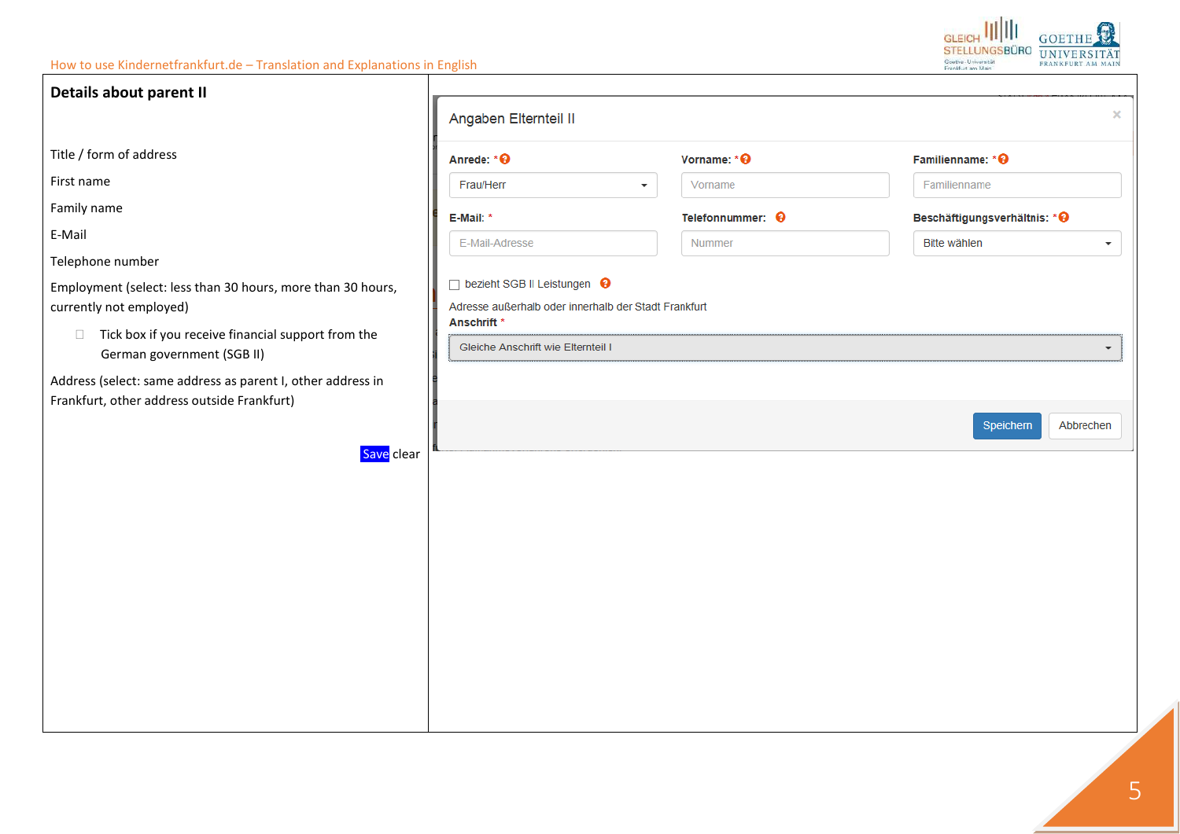## Details about parent II

Title / form of address

First name

Family name

E-Mail

Telephone number

Employment (select: less than 30 hours, more than 30 hours, currently not employed)

- ☐ Tick box if you receive financial support from the German government (SGB II)

Address (select: same address as parent I, other address in Frankfurt, other address outside Frankfurt)

Save clear

Angaben Elternteil II

Anrede: * Frau/Herr

Vorname: * Vorname

Familienname: * Familienname

E-Mail: * E-Mail-Adresse

Telefonnummer: Nummer

Beschäftigungsverhältnis: * Bitte wählen

☐ bezieht SGB II Leistungen

Adresse außerhalb oder innerhalb der Stadt Frankfurt

Anschrift * Gleiche Anschrift wie Elternteil I

Speichern Abbrechen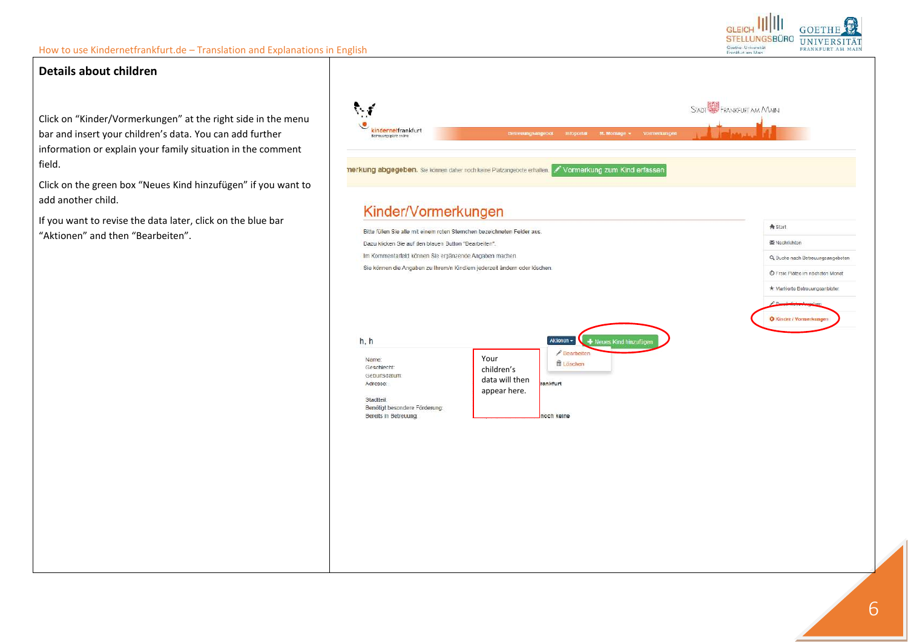## Details about children

Click on “Kinder/Vormerkungen” at the right side in the menu bar and insert your children’s data. You can add further information or explain your family situation in the comment field.

Click on the green box “Neues Kind hinzufügen” if you want to add another child.

If you want to revise the data later, click on the blue bar “Aktionen” and then “Bearbeiten”.

Your children’s data will then appear here.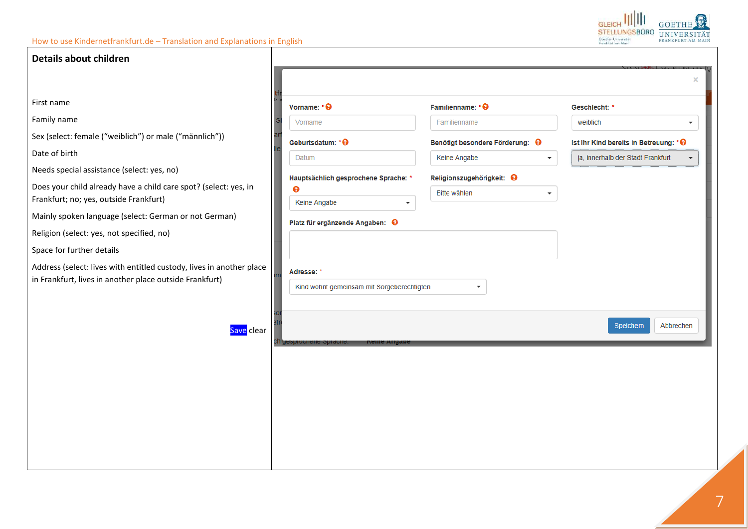## Details about children

First name

Family name

Sex (select: female (“weiblich”) or male (“männlich”))

Date of birth

Needs special assistance (select: yes, no)

Does your child already have a child care spot? (select: yes, in Frankfurt; no; yes, outside Frankfurt)

Mainly spoken language (select: German or not German)

Religion (select: yes, not specified, no)

Space for further details

Address (select: lives with entitled custody, lives in another place in Frankfurt, lives in another place outside Frankfurt)

Save clear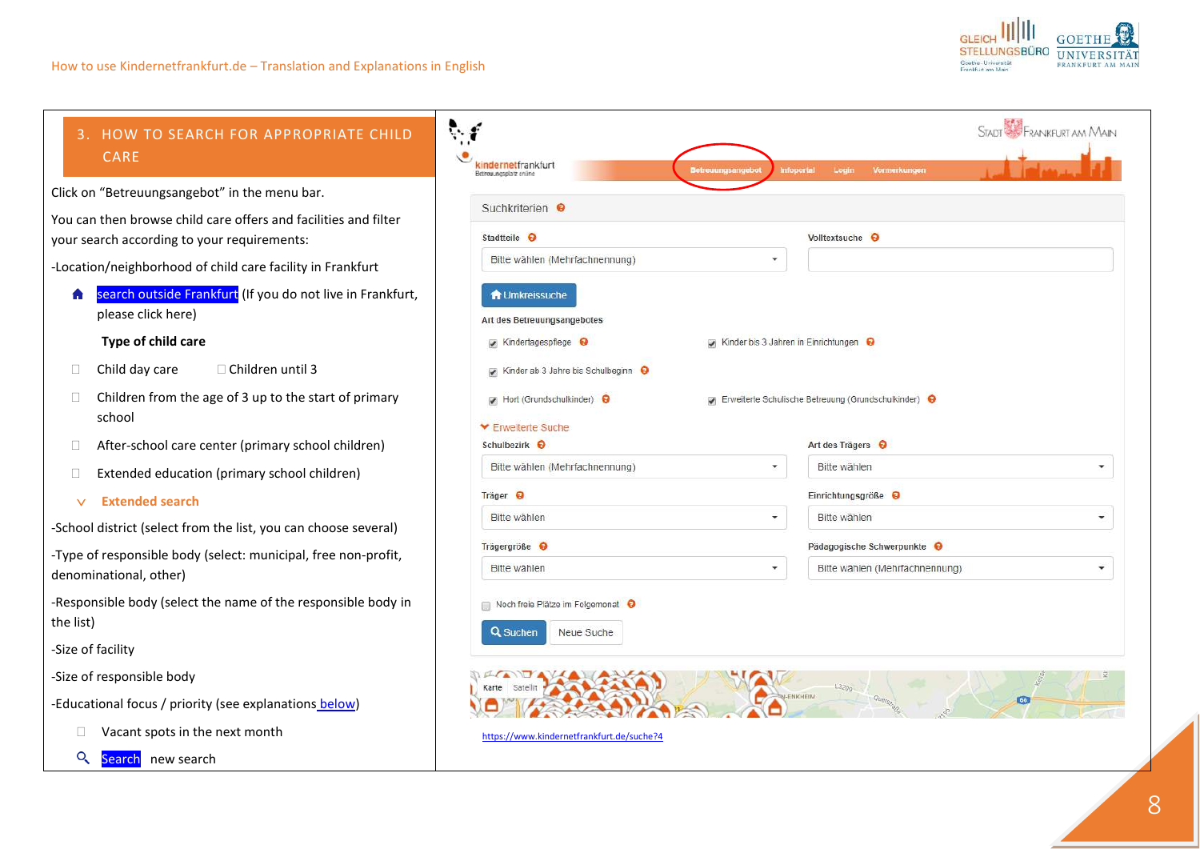## 3. HOW TO SEARCH FOR APPROPRIATE CHILD CARE

Click on “Betreuungsangebot” in the menu bar.

You can then browse child care offers and facilities and filter your search according to your requirements:

-Location/neighborhood of child care facility in Frankfurt

- search outside Frankfurt (If you do not live in Frankfurt, please click here)

**Type of child care**

- Child day care
- Children until 3
- Children from the age of 3 up to the start of primary school
- After-school care center (primary school children)
- Extended education (primary school children)

**Extended search**

-School district (select from the list, you can choose several)

-Type of responsible body (select: municipal, free non-profit, denominational, other)

-Responsible body (select the name of the responsible body in the list)

-Size of facility

-Size of responsible body

-Educational focus / priority (see explanations below)

- Vacant spots in the next month

Search new search

Suchkriterien

Stadtteile — Bitte wählen (Mehrfachnennung)

Volltextsuche

Umkreissuche

Art des Betreuungsangebotes

- Kindertagespflege
- Kinder bis 3 Jahren in Einrichtungen
- Kinder ab 3 Jahre bis Schulbeginn
- Hort (Grundschulkinder)
- Erweiterte Schulische Betreuung (Grundschulkinder)

Erweiterte Suche

Schulbezirk — Bitte wählen (Mehrfachnennung)

Art des Trägers — Bitte wählen

Träger — Bitte wählen

Einrichtungsgröße — Bitte wählen

Trägergröße — Bitte wählen

Pädagogische Schwerpunkte — Bitte wählen (Mehrfachnennung)

Noch freie Plätze im Folgemonat

Suchen Neue Suche

https://www.kindernetfrankfurt.de/suche?4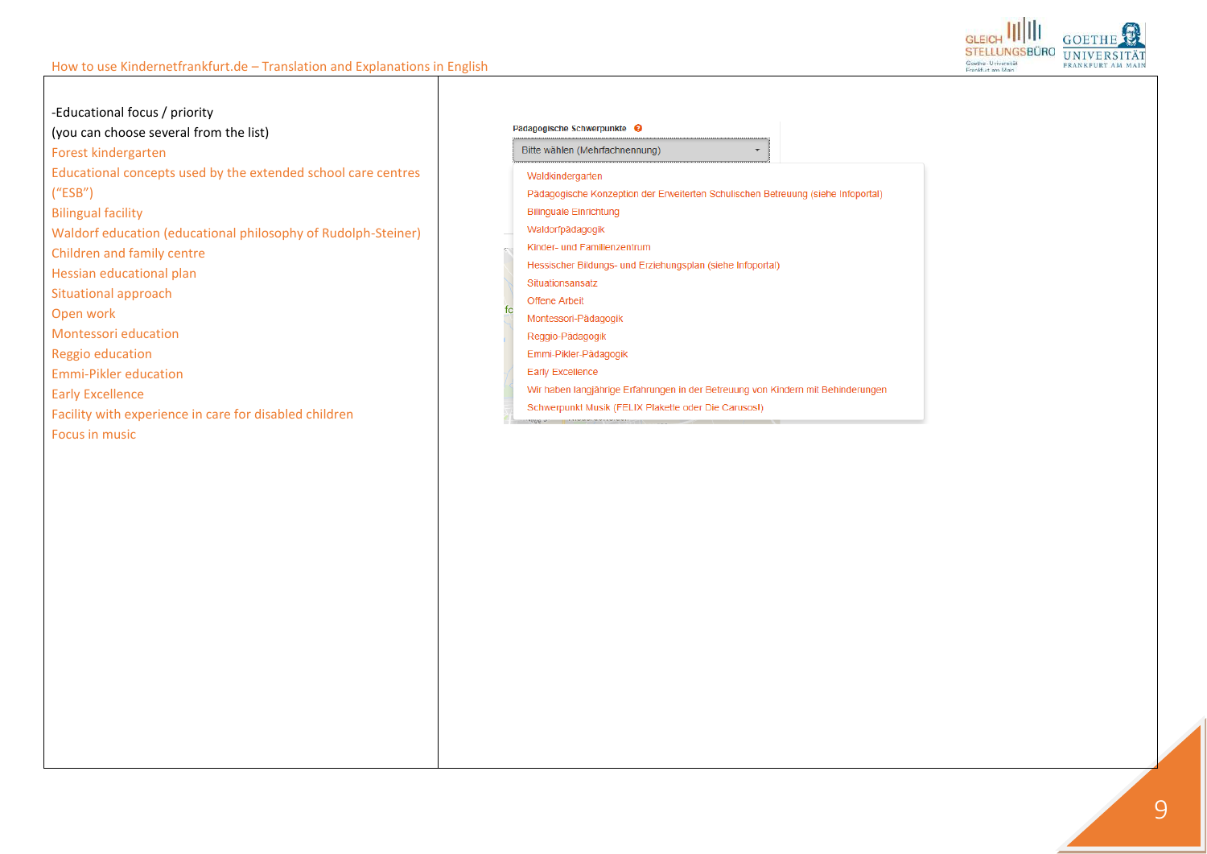-Educational focus / priority
(you can choose several from the list)

Forest kindergarten
Educational concepts used by the extended school care centres ("ESB")
Bilingual facility
Waldorf education (educational philosophy of Rudolph-Steiner)
Children and family centre
Hessian educational plan
Situational approach
Open work
Montessori education
Reggio education
Emmi-Pikler education
Early Excellence
Facility with experience in care for disabled children
Focus in music

Pädagogische Schwerpunkte

Bitte wählen (Mehrfachnennung)

Waldkindergarten
Pädagogische Konzeption der Erweiterten Schulischen Betreuung (siehe Infoportal)
Bilinguale Einrichtung
Waldorfpädagogik
Kinder- und Familienzentrum
Hessischer Bildungs- und Erziehungsplan (siehe Infoportal)
Situationsansatz
Offene Arbeit
Montessori-Pädagogik
Reggio-Pädagogik
Emmi-Pikler-Pädagogik
Early Excellence
Wir haben langjährige Erfahrungen in der Betreuung von Kindern mit Behinderungen
Schwerpunkt Musik (FELIX Plakette oder Die Carusos!)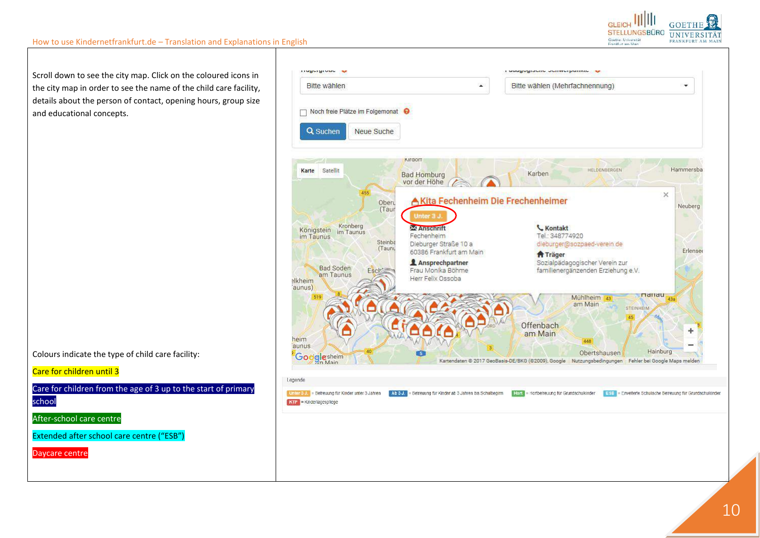Scroll down to see the city map. Click on the coloured icons in the city map in order to see the name of the child care facility, details about the person of contact, opening hours, group size and educational concepts.

Colours indicate the type of child care facility:

Care for children until 3

Care for children from the age of 3 up to the start of primary school

After-school care centre

Extended after school care centre (“ESB”)

Daycare centre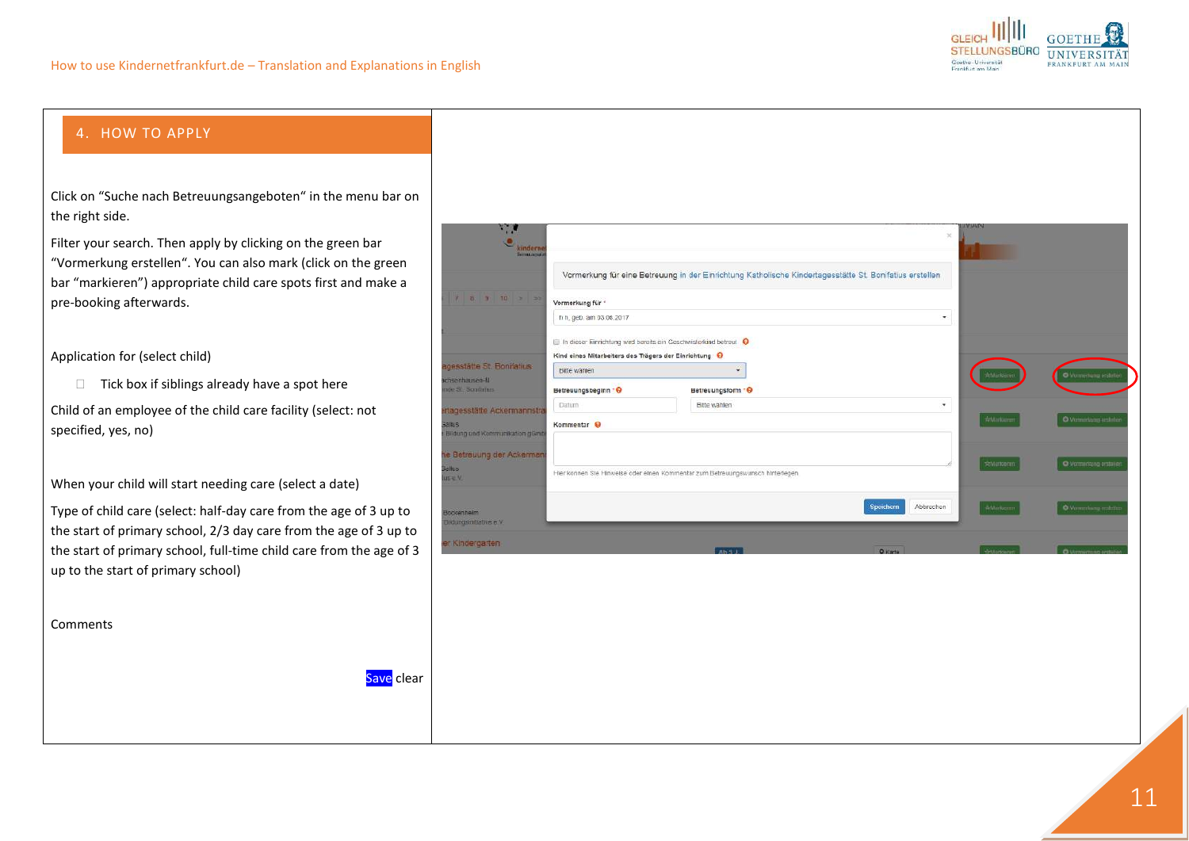## 4. HOW TO APPLY

Click on “Suche nach Betreuungsangeboten“ in the menu bar on the right side.

Filter your search. Then apply by clicking on the green bar “Vormerkung erstellen“. You can also mark (click on the green bar “markieren”) appropriate child care spots first and make a pre-booking afterwards.

Application for (select child)

- Tick box if siblings already have a spot here

Child of an employee of the child care facility (select: not specified, yes, no)

When your child will start needing care (select a date)

Type of child care (select: half-day care from the age of 3 up to the start of primary school, 2/3 day care from the age of 3 up to the start of primary school, full-time child care from the age of 3 up to the start of primary school)

Comments

Save clear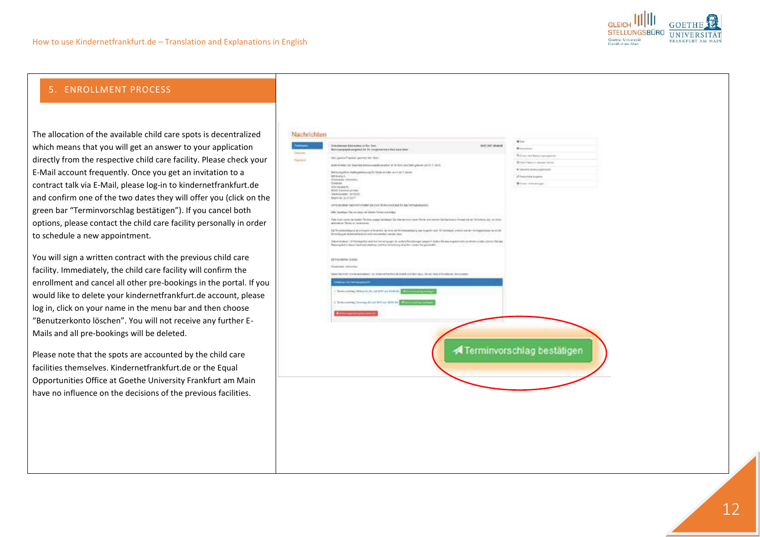## 5. ENROLLMENT PROCESS

The allocation of the available child care spots is decentralized which means that you will get an answer to your application directly from the respective child care facility. Please check your E-Mail account frequently. Once you get an invitation to a contract talk via E-Mail, please log-in to kindernetfrankfurt.de and confirm one of the two dates they will offer you (click on the green bar "Terminvorschlag bestätigen"). If you cancel both options, please contact the child care facility personally in order to schedule a new appointment.

You will sign a written contract with the previous child care facility. Immediately, the child care facility will confirm the enrollment and cancel all other pre-bookings in the portal. If you would like to delete your kindernetfrankfurt.de account, please log in, click on your name in the menu bar and then choose "Benutzerkonto löschen". You will not receive any further E-Mails and all pre-bookings will be deleted.

Please note that the spots are accounted by the child care facilities themselves. Kindernetfrankfurt.de or the Equal Opportunities Office at Goethe University Frankfurt am Main have no influence on the decisions of the previous facilities.

Nachrichten

Terminvorschlag bestätigen